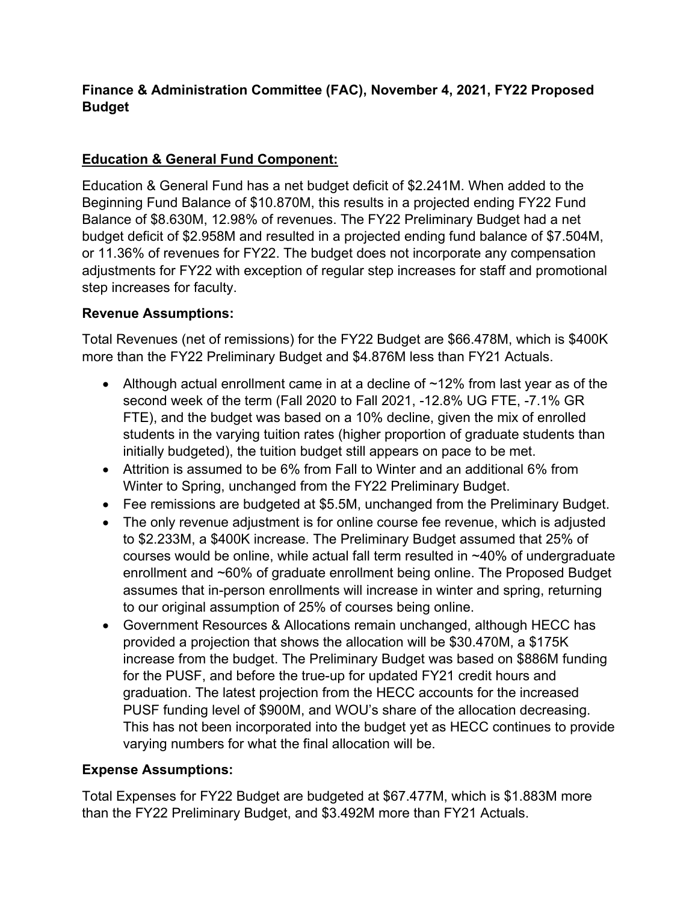**Finance & Administration Committee (FAC), November 4, 2021, FY22 Proposed Budget**

**<u>Education & General Fund Component:</u>**

Education & General Fund has a net budget deficit of $2.241M. When added to the Beginning Fund Balance of $10.870M, this results in a projected ending FY22 Fund Balance of $8.630M, 12.98% of revenues. The FY22 Preliminary Budget had a net budget deficit of $2.958M and resulted in a projected ending fund balance of $7.504M, or 11.36% of revenues for FY22. The budget does not incorporate any compensation adjustments for FY22 with exception of regular step increases for staff and promotional step increases for faculty.

**Revenue Assumptions:**

Total Revenues (net of remissions) for the FY22 Budget are $66.478M, which is $400K more than the FY22 Preliminary Budget and $4.876M less than FY21 Actuals.

- Although actual enrollment came in at a decline of ~12% from last year as of the second week of the term (Fall 2020 to Fall 2021, -12.8% UG FTE, -7.1% GR FTE), and the budget was based on a 10% decline, given the mix of enrolled students in the varying tuition rates (higher proportion of graduate students than initially budgeted), the tuition budget still appears on pace to be met.
- Attrition is assumed to be 6% from Fall to Winter and an additional 6% from Winter to Spring, unchanged from the FY22 Preliminary Budget.
- Fee remissions are budgeted at $5.5M, unchanged from the Preliminary Budget.
- The only revenue adjustment is for online course fee revenue, which is adjusted to $2.233M, a $400K increase. The Preliminary Budget assumed that 25% of courses would be online, while actual fall term resulted in ~40% of undergraduate enrollment and ~60% of graduate enrollment being online. The Proposed Budget assumes that in-person enrollments will increase in winter and spring, returning to our original assumption of 25% of courses being online.
- Government Resources & Allocations remain unchanged, although HECC has provided a projection that shows the allocation will be $30.470M, a $175K increase from the budget. The Preliminary Budget was based on $886M funding for the PUSF, and before the true-up for updated FY21 credit hours and graduation. The latest projection from the HECC accounts for the increased PUSF funding level of $900M, and WOU's share of the allocation decreasing. This has not been incorporated into the budget yet as HECC continues to provide varying numbers for what the final allocation will be.

**Expense Assumptions:**

Total Expenses for FY22 Budget are budgeted at $67.477M, which is $1.883M more than the FY22 Preliminary Budget, and $3.492M more than FY21 Actuals.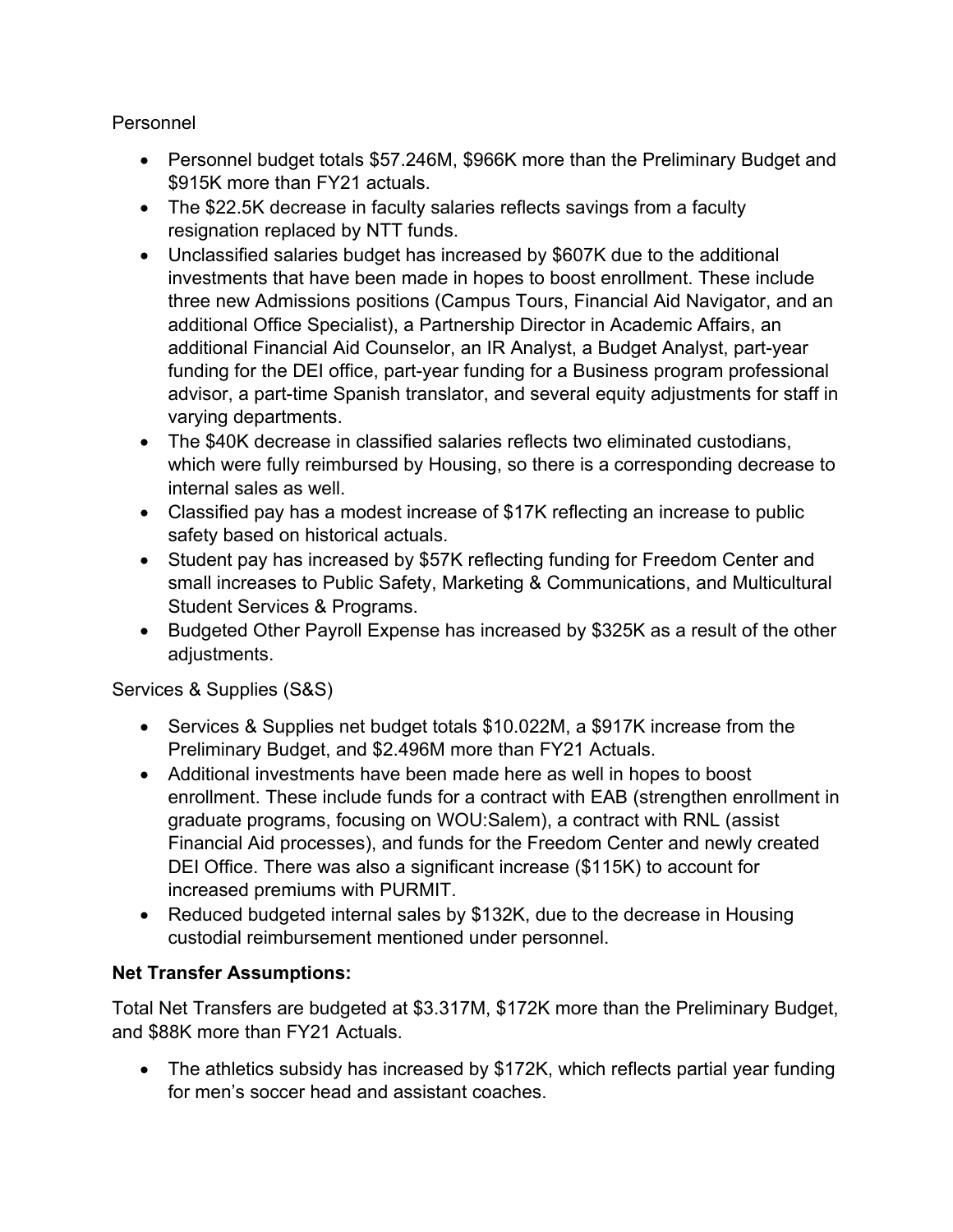Personnel

- Personnel budget totals $57.246M, $966K more than the Preliminary Budget and $915K more than FY21 actuals.
- The $22.5K decrease in faculty salaries reflects savings from a faculty resignation replaced by NTT funds.
- Unclassified salaries budget has increased by $607K due to the additional investments that have been made in hopes to boost enrollment. These include three new Admissions positions (Campus Tours, Financial Aid Navigator, and an additional Office Specialist), a Partnership Director in Academic Affairs, an additional Financial Aid Counselor, an IR Analyst, a Budget Analyst, part-year funding for the DEI office, part-year funding for a Business program professional advisor, a part-time Spanish translator, and several equity adjustments for staff in varying departments.
- The $40K decrease in classified salaries reflects two eliminated custodians, which were fully reimbursed by Housing, so there is a corresponding decrease to internal sales as well.
- Classified pay has a modest increase of $17K reflecting an increase to public safety based on historical actuals.
- Student pay has increased by $57K reflecting funding for Freedom Center and small increases to Public Safety, Marketing & Communications, and Multicultural Student Services & Programs.
- Budgeted Other Payroll Expense has increased by $325K as a result of the other adjustments.

Services & Supplies (S&S)

- Services & Supplies net budget totals $10.022M, a $917K increase from the Preliminary Budget, and $2.496M more than FY21 Actuals.
- Additional investments have been made here as well in hopes to boost enrollment. These include funds for a contract with EAB (strengthen enrollment in graduate programs, focusing on WOU:Salem), a contract with RNL (assist Financial Aid processes), and funds for the Freedom Center and newly created DEI Office. There was also a significant increase ($115K) to account for increased premiums with PURMIT.
- Reduced budgeted internal sales by $132K, due to the decrease in Housing custodial reimbursement mentioned under personnel.

**Net Transfer Assumptions:**

Total Net Transfers are budgeted at $3.317M, $172K more than the Preliminary Budget, and $88K more than FY21 Actuals.

- The athletics subsidy has increased by $172K, which reflects partial year funding for men's soccer head and assistant coaches.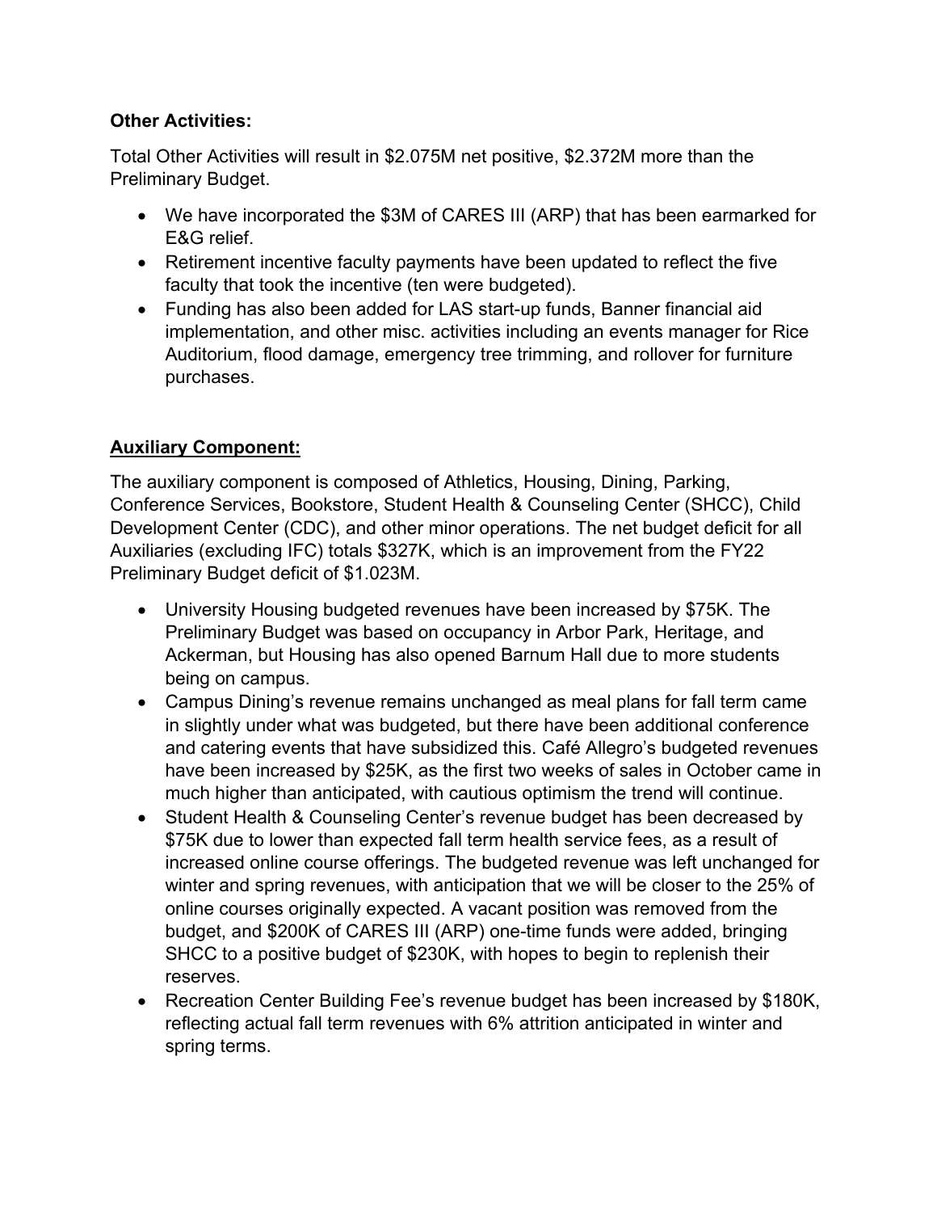**Other Activities:**

Total Other Activities will result in $2.075M net positive, $2.372M more than the Preliminary Budget.

- We have incorporated the $3M of CARES III (ARP) that has been earmarked for E&G relief.
- Retirement incentive faculty payments have been updated to reflect the five faculty that took the incentive (ten were budgeted).
- Funding has also been added for LAS start-up funds, Banner financial aid implementation, and other misc. activities including an events manager for Rice Auditorium, flood damage, emergency tree trimming, and rollover for furniture purchases.

**Auxiliary Component:**

The auxiliary component is composed of Athletics, Housing, Dining, Parking, Conference Services, Bookstore, Student Health & Counseling Center (SHCC), Child Development Center (CDC), and other minor operations. The net budget deficit for all Auxiliaries (excluding IFC) totals $327K, which is an improvement from the FY22 Preliminary Budget deficit of $1.023M.

- University Housing budgeted revenues have been increased by $75K. The Preliminary Budget was based on occupancy in Arbor Park, Heritage, and Ackerman, but Housing has also opened Barnum Hall due to more students being on campus.
- Campus Dining's revenue remains unchanged as meal plans for fall term came in slightly under what was budgeted, but there have been additional conference and catering events that have subsidized this. Café Allegro's budgeted revenues have been increased by $25K, as the first two weeks of sales in October came in much higher than anticipated, with cautious optimism the trend will continue.
- Student Health & Counseling Center's revenue budget has been decreased by $75K due to lower than expected fall term health service fees, as a result of increased online course offerings. The budgeted revenue was left unchanged for winter and spring revenues, with anticipation that we will be closer to the 25% of online courses originally expected. A vacant position was removed from the budget, and $200K of CARES III (ARP) one-time funds were added, bringing SHCC to a positive budget of $230K, with hopes to begin to replenish their reserves.
- Recreation Center Building Fee's revenue budget has been increased by $180K, reflecting actual fall term revenues with 6% attrition anticipated in winter and spring terms.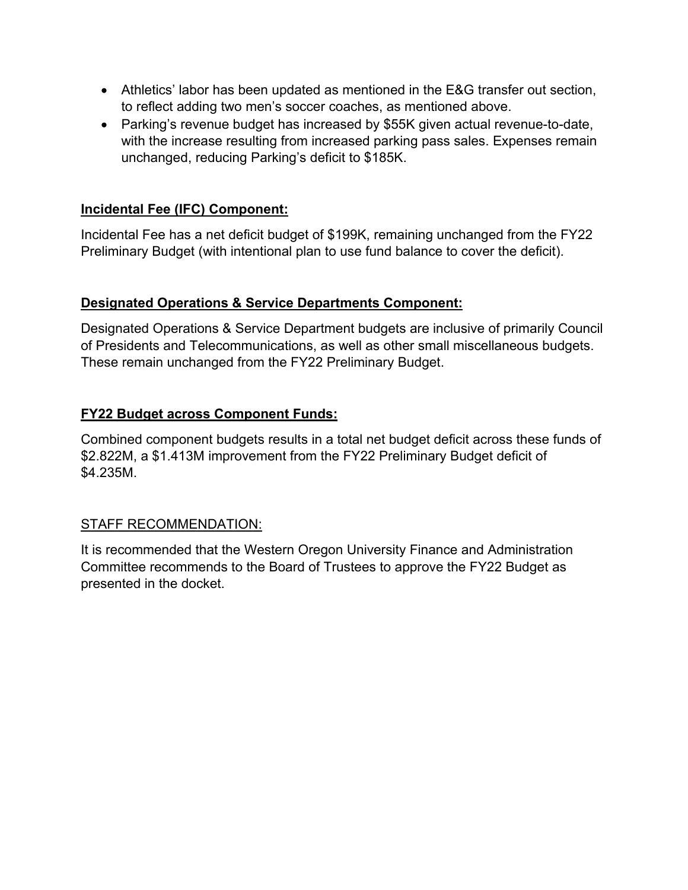- Athletics' labor has been updated as mentioned in the E&G transfer out section, to reflect adding two men's soccer coaches, as mentioned above.
- Parking's revenue budget has increased by $55K given actual revenue-to-date, with the increase resulting from increased parking pass sales. Expenses remain unchanged, reducing Parking's deficit to $185K.

**<u>Incidental Fee (IFC) Component:</u>**

Incidental Fee has a net deficit budget of $199K, remaining unchanged from the FY22 Preliminary Budget (with intentional plan to use fund balance to cover the deficit).

**<u>Designated Operations & Service Departments Component:</u>**

Designated Operations & Service Department budgets are inclusive of primarily Council of Presidents and Telecommunications, as well as other small miscellaneous budgets. These remain unchanged from the FY22 Preliminary Budget.

**<u>FY22 Budget across Component Funds:</u>**

Combined component budgets results in a total net budget deficit across these funds of $2.822M, a $1.413M improvement from the FY22 Preliminary Budget deficit of $4.235M.

<u>STAFF RECOMMENDATION:</u>

It is recommended that the Western Oregon University Finance and Administration Committee recommends to the Board of Trustees to approve the FY22 Budget as presented in the docket.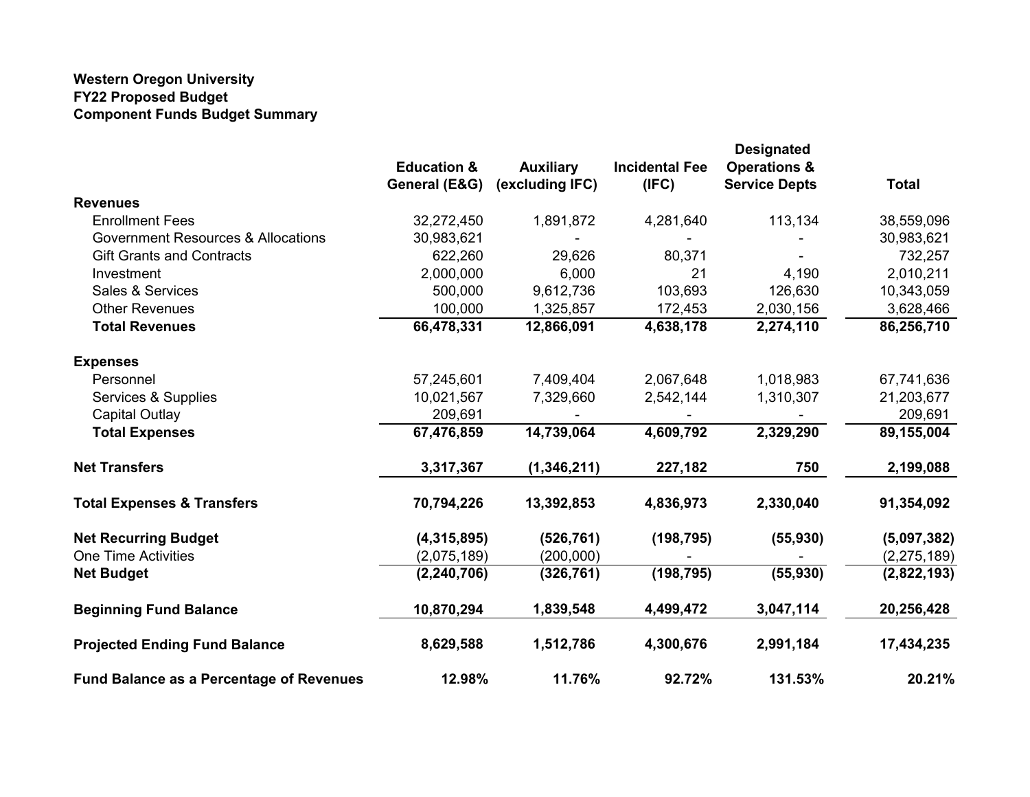**Western Oregon University**
**FY22 Proposed Budget**
**Component Funds Budget Summary**

| | Education & General (E&G) | Auxiliary (excluding IFC) | Incidental Fee (IFC) | Designated Operations & Service Depts | Total |
|---|---|---|---|---|---|
| **Revenues** | | | | | |
| Enrollment Fees | 32,272,450 | 1,891,872 | 4,281,640 | 113,134 | 38,559,096 |
| Government Resources & Allocations | 30,983,621 | - | - | - | 30,983,621 |
| Gift Grants and Contracts | 622,260 | 29,626 | 80,371 | - | 732,257 |
| Investment | 2,000,000 | 6,000 | 21 | 4,190 | 2,010,211 |
| Sales & Services | 500,000 | 9,612,736 | 103,693 | 126,630 | 10,343,059 |
| Other Revenues | 100,000 | 1,325,857 | 172,453 | 2,030,156 | 3,628,466 |
| **Total Revenues** | **66,478,331** | **12,866,091** | **4,638,178** | **2,274,110** | **86,256,710** |
| **Expenses** | | | | | |
| Personnel | 57,245,601 | 7,409,404 | 2,067,648 | 1,018,983 | 67,741,636 |
| Services & Supplies | 10,021,567 | 7,329,660 | 2,542,144 | 1,310,307 | 21,203,677 |
| Capital Outlay | 209,691 | - | - | - | 209,691 |
| **Total Expenses** | **67,476,859** | **14,739,064** | **4,609,792** | **2,329,290** | **89,155,004** |
| **Net Transfers** | **3,317,367** | **(1,346,211)** | **227,182** | **750** | **2,199,088** |
| **Total Expenses & Transfers** | **70,794,226** | **13,392,853** | **4,836,973** | **2,330,040** | **91,354,092** |
| **Net Recurring Budget** | **(4,315,895)** | **(526,761)** | **(198,795)** | **(55,930)** | **(5,097,382)** |
| One Time Activities | (2,075,189) | (200,000) | - | - | (2,275,189) |
| **Net Budget** | **(2,240,706)** | **(326,761)** | **(198,795)** | **(55,930)** | **(2,822,193)** |
| **Beginning Fund Balance** | **10,870,294** | **1,839,548** | **4,499,472** | **3,047,114** | **20,256,428** |
| **Projected Ending Fund Balance** | **8,629,588** | **1,512,786** | **4,300,676** | **2,991,184** | **17,434,235** |
| **Fund Balance as a Percentage of Revenues** | **12.98%** | **11.76%** | **92.72%** | **131.53%** | **20.21%** |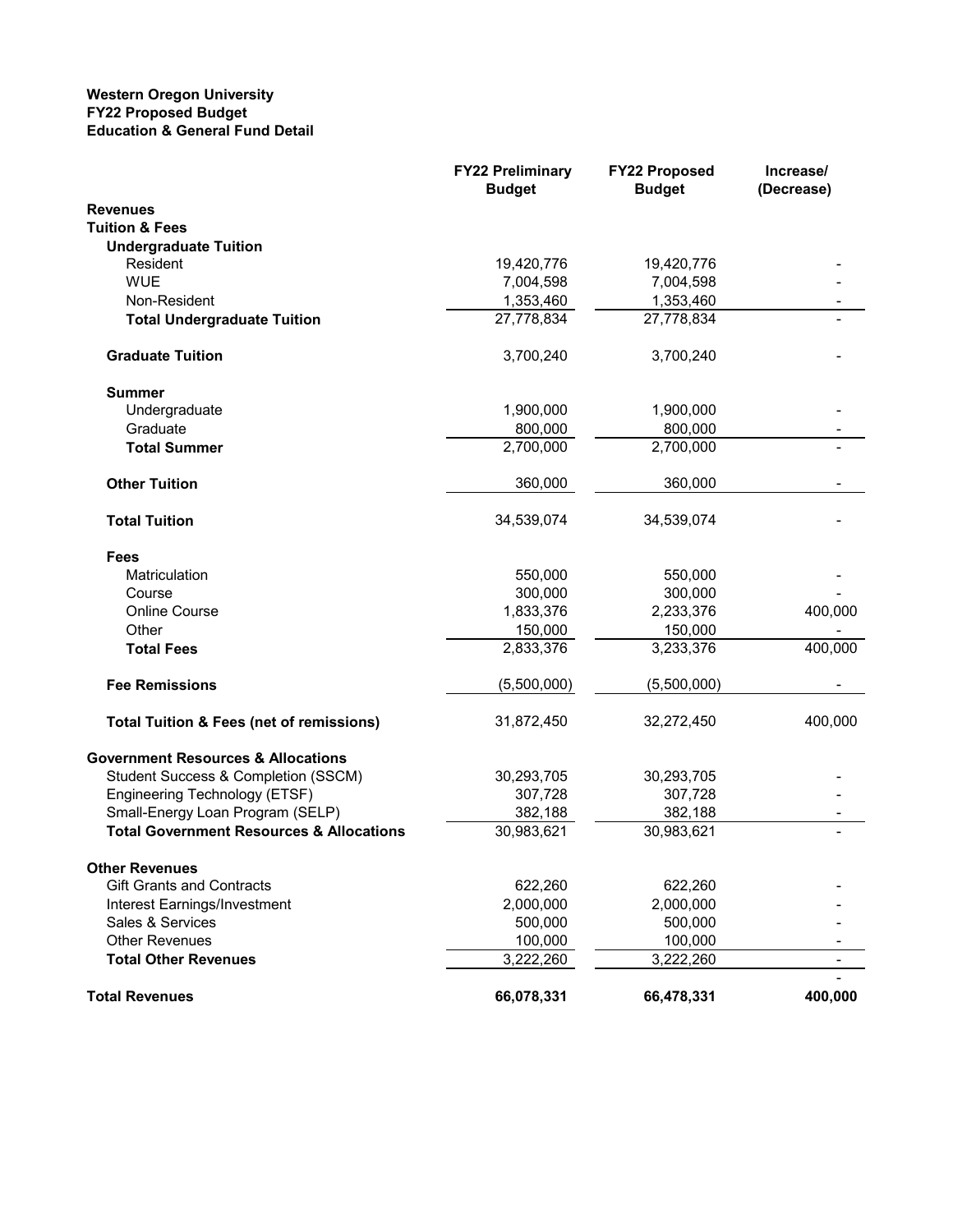**Western Oregon University**
**FY22 Proposed Budget**
**Education & General Fund Detail**

| | FY22 Preliminary Budget | FY22 Proposed Budget | Increase/ (Decrease) |
|---|---|---|---|
| **Revenues** | | | |
| **Tuition & Fees** | | | |
| **Undergraduate Tuition** | | | |
| Resident | 19,420,776 | 19,420,776 | - |
| WUE | 7,004,598 | 7,004,598 | - |
| Non-Resident | 1,353,460 | 1,353,460 | - |
| **Total Undergraduate Tuition** | 27,778,834 | 27,778,834 | - |
| **Graduate Tuition** | 3,700,240 | 3,700,240 | - |
| **Summer** | | | |
| Undergraduate | 1,900,000 | 1,900,000 | - |
| Graduate | 800,000 | 800,000 | - |
| **Total Summer** | 2,700,000 | 2,700,000 | - |
| **Other Tuition** | 360,000 | 360,000 | - |
| **Total Tuition** | 34,539,074 | 34,539,074 | - |
| **Fees** | | | |
| Matriculation | 550,000 | 550,000 | - |
| Course | 300,000 | 300,000 | - |
| Online Course | 1,833,376 | 2,233,376 | 400,000 |
| Other | 150,000 | 150,000 | - |
| **Total Fees** | 2,833,376 | 3,233,376 | 400,000 |
| **Fee Remissions** | (5,500,000) | (5,500,000) | - |
| **Total Tuition & Fees (net of remissions)** | 31,872,450 | 32,272,450 | 400,000 |
| **Government Resources & Allocations** | | | |
| Student Success & Completion (SSCM) | 30,293,705 | 30,293,705 | - |
| Engineering Technology (ETSF) | 307,728 | 307,728 | - |
| Small-Energy Loan Program (SELP) | 382,188 | 382,188 | - |
| **Total Government Resources & Allocations** | 30,983,621 | 30,983,621 | - |
| **Other Revenues** | | | |
| Gift Grants and Contracts | 622,260 | 622,260 | - |
| Interest Earnings/Investment | 2,000,000 | 2,000,000 | - |
| Sales & Services | 500,000 | 500,000 | - |
| Other Revenues | 100,000 | 100,000 | - |
| **Total Other Revenues** | 3,222,260 | 3,222,260 | - |
| | | | - |
| **Total Revenues** | **66,078,331** | **66,478,331** | **400,000** |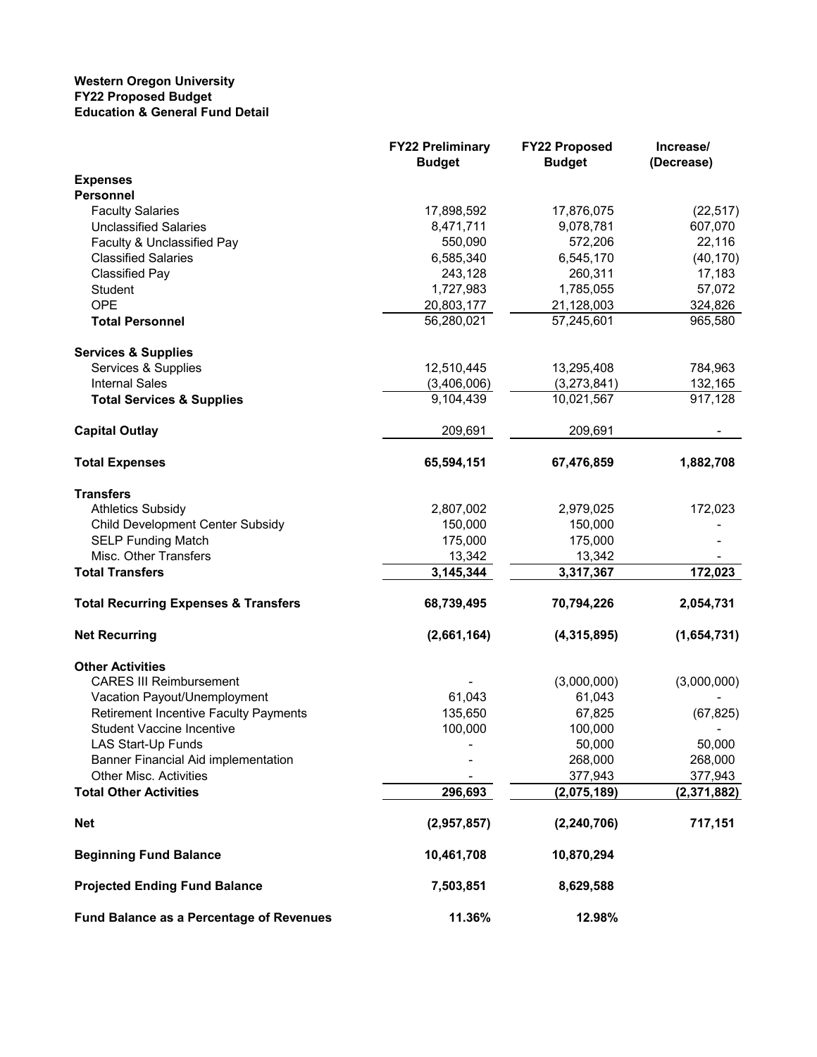**Western Oregon University**
**FY22 Proposed Budget**
**Education & General Fund Detail**

| | FY22 Preliminary Budget | FY22 Proposed Budget | Increase/ (Decrease) |
|---|---|---|---|
| **Expenses** | | | |
| **Personnel** | | | |
| Faculty Salaries | 17,898,592 | 17,876,075 | (22,517) |
| Unclassified Salaries | 8,471,711 | 9,078,781 | 607,070 |
| Faculty & Unclassified Pay | 550,090 | 572,206 | 22,116 |
| Classified Salaries | 6,585,340 | 6,545,170 | (40,170) |
| Classified Pay | 243,128 | 260,311 | 17,183 |
| Student | 1,727,983 | 1,785,055 | 57,072 |
| OPE | 20,803,177 | 21,128,003 | 324,826 |
| **Total Personnel** | 56,280,021 | 57,245,601 | 965,580 |
| **Services & Supplies** | | | |
| Services & Supplies | 12,510,445 | 13,295,408 | 784,963 |
| Internal Sales | (3,406,006) | (3,273,841) | 132,165 |
| **Total Services & Supplies** | 9,104,439 | 10,021,567 | 917,128 |
| **Capital Outlay** | 209,691 | 209,691 | - |
| **Total Expenses** | **65,594,151** | **67,476,859** | **1,882,708** |
| **Transfers** | | | |
| Athletics Subsidy | 2,807,002 | 2,979,025 | 172,023 |
| Child Development Center Subsidy | 150,000 | 150,000 | - |
| SELP Funding Match | 175,000 | 175,000 | - |
| Misc. Other Transfers | 13,342 | 13,342 | - |
| **Total Transfers** | **3,145,344** | **3,317,367** | **172,023** |
| **Total Recurring Expenses & Transfers** | **68,739,495** | **70,794,226** | **2,054,731** |
| **Net Recurring** | **(2,661,164)** | **(4,315,895)** | **(1,654,731)** |
| **Other Activities** | | | |
| CARES III Reimbursement | - | (3,000,000) | (3,000,000) |
| Vacation Payout/Unemployment | 61,043 | 61,043 | - |
| Retirement Incentive Faculty Payments | 135,650 | 67,825 | (67,825) |
| Student Vaccine Incentive | 100,000 | 100,000 | - |
| LAS Start-Up Funds | - | 50,000 | 50,000 |
| Banner Financial Aid implementation | - | 268,000 | 268,000 |
| Other Misc. Activities | - | 377,943 | 377,943 |
| **Total Other Activities** | **296,693** | **(2,075,189)** | **(2,371,882)** |
| **Net** | **(2,957,857)** | **(2,240,706)** | **717,151** |
| **Beginning Fund Balance** | **10,461,708** | **10,870,294** | |
| **Projected Ending Fund Balance** | **7,503,851** | **8,629,588** | |
| **Fund Balance as a Percentage of Revenues** | **11.36%** | **12.98%** | |